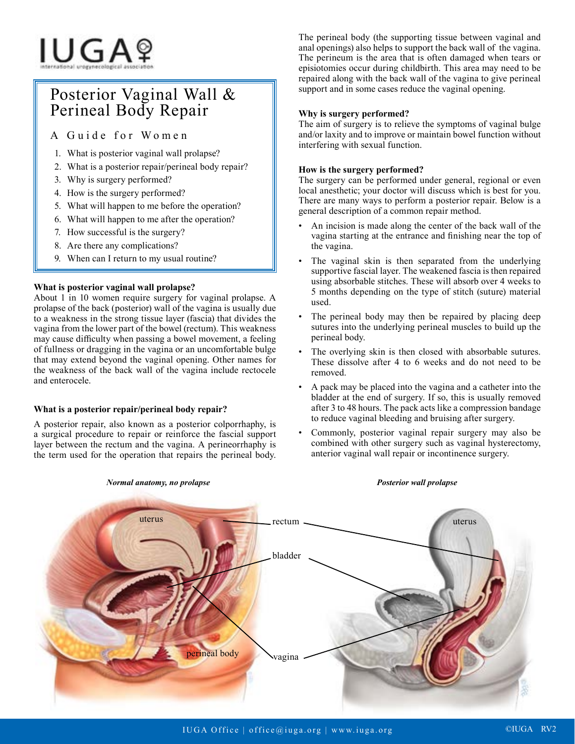# Posterior Vaginal Wall & Perineal Body Repair

## A Guide for Women

1. What is posterior vaginal wall prolapse?
2. What is a posterior repair/perineal body repair?
3. Why is surgery performed?
4. How is the surgery performed?
5. What will happen to me before the operation?
6. What will happen to me after the operation?
7. How successful is the surgery?
8. Are there any complications?
9. When can I return to my usual routine?

### What is posterior vaginal wall prolapse?

About 1 in 10 women require surgery for vaginal prolapse. A prolapse of the back (posterior) wall of the vagina is usually due to a weakness in the strong tissue layer (fascia) that divides the vagina from the lower part of the bowel (rectum). This weakness may cause difficulty when passing a bowel movement, a feeling of fullness or dragging in the vagina or an uncomfortable bulge that may extend beyond the vaginal opening. Other names for the weakness of the back wall of the vagina include rectocele and enterocele.

### What is a posterior repair/perineal body repair?

A posterior repair, also known as a posterior colporrhaphy, is a surgical procedure to repair or reinforce the fascial support layer between the rectum and the vagina. A perineorrhaphy is the term used for the operation that repairs the perineal body. The perineal body (the supporting tissue between vaginal and anal openings) also helps to support the back wall of the vagina. The perineum is the area that is often damaged when tears or episiotomies occur during childbirth. This area may need to be repaired along with the back wall of the vagina to give perineal support and in some cases reduce the vaginal opening.

### Why is surgery performed?

The aim of surgery is to relieve the symptoms of vaginal bulge and/or laxity and to improve or maintain bowel function without interfering with sexual function.

### How is the surgery performed?

The surgery can be performed under general, regional or even local anesthetic; your doctor will discuss which is best for you. There are many ways to perform a posterior repair. Below is a general description of a common repair method.

- An incision is made along the center of the back wall of the vagina starting at the entrance and finishing near the top of the vagina.
- The vaginal skin is then separated from the underlying supportive fascial layer. The weakened fascia is then repaired using absorbable stitches. These will absorb over 4 weeks to 5 months depending on the type of stitch (suture) material used.
- The perineal body may then be repaired by placing deep sutures into the underlying perineal muscles to build up the perineal body.
- The overlying skin is then closed with absorbable sutures. These dissolve after 4 to 6 weeks and do not need to be removed.
- A pack may be placed into the vagina and a catheter into the bladder at the end of surgery. If so, this is usually removed after 3 to 48 hours. The pack acts like a compression bandage to reduce vaginal bleeding and bruising after surgery.
- Commonly, posterior vaginal repair surgery may also be combined with other surgery such as vaginal hysterectomy, anterior vaginal wall repair or incontinence surgery.

*Normal anatomy, no prolapse*

*Posterior wall prolapse*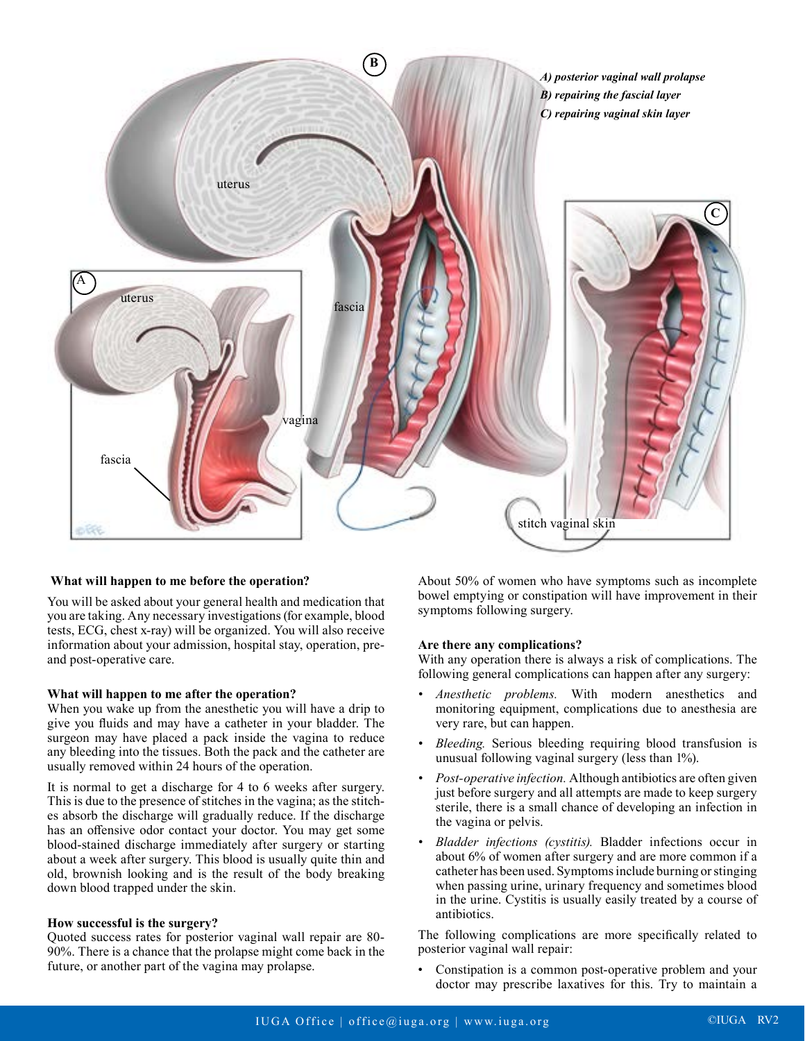*A) posterior vaginal wall prolapse*
*B) repairing the fascial layer*
*C) repairing vaginal skin layer*

### What will happen to me before the operation?

You will be asked about your general health and medication that you are taking. Any necessary investigations (for example, blood tests, ECG, chest x-ray) will be organized. You will also receive information about your admission, hospital stay, operation, pre- and post-operative care.

### What will happen to me after the operation?

When you wake up from the anesthetic you will have a drip to give you fluids and may have a catheter in your bladder. The surgeon may have placed a pack inside the vagina to reduce any bleeding into the tissues. Both the pack and the catheter are usually removed within 24 hours of the operation.

It is normal to get a discharge for 4 to 6 weeks after surgery. This is due to the presence of stitches in the vagina; as the stitches absorb the discharge will gradually reduce. If the discharge has an offensive odor contact your doctor. You may get some blood-stained discharge immediately after surgery or starting about a week after surgery. This blood is usually quite thin and old, brownish looking and is the result of the body breaking down blood trapped under the skin.

### How successful is the surgery?

Quoted success rates for posterior vaginal wall repair are 80-90%. There is a chance that the prolapse might come back in the future, or another part of the vagina may prolapse.

About 50% of women who have symptoms such as incomplete bowel emptying or constipation will have improvement in their symptoms following surgery.

### Are there any complications?

With any operation there is always a risk of complications. The following general complications can happen after any surgery:

- *Anesthetic problems.* With modern anesthetics and monitoring equipment, complications due to anesthesia are very rare, but can happen.
- *Bleeding.* Serious bleeding requiring blood transfusion is unusual following vaginal surgery (less than 1%).
- *Post-operative infection.* Although antibiotics are often given just before surgery and all attempts are made to keep surgery sterile, there is a small chance of developing an infection in the vagina or pelvis.
- *Bladder infections (cystitis).* Bladder infections occur in about 6% of women after surgery and are more common if a catheter has been used. Symptoms include burning or stinging when passing urine, urinary frequency and sometimes blood in the urine. Cystitis is usually easily treated by a course of antibiotics.

The following complications are more specifically related to posterior vaginal wall repair:

- Constipation is a common post-operative problem and your doctor may prescribe laxatives for this. Try to maintain a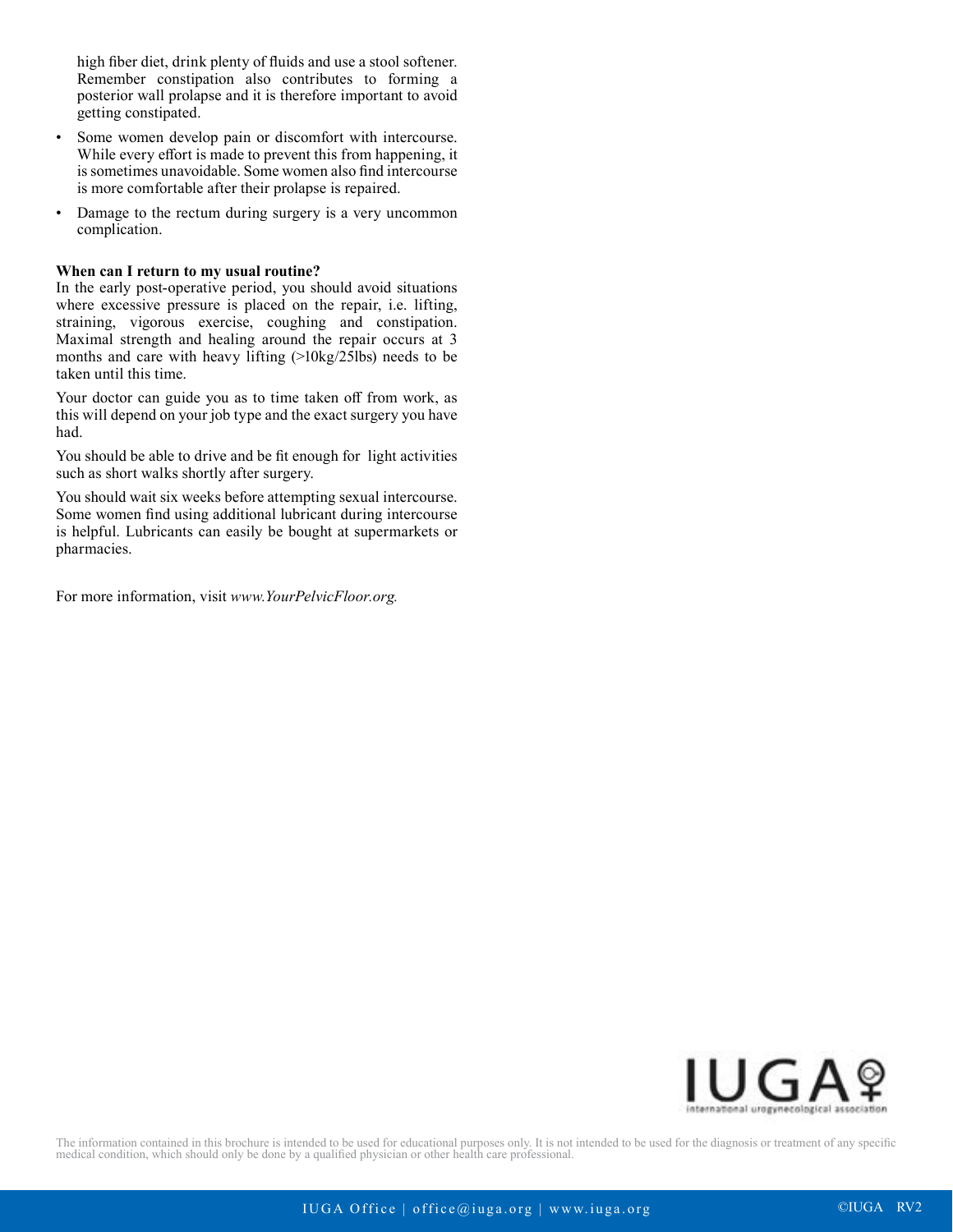high fiber diet, drink plenty of fluids and use a stool softener. Remember constipation also contributes to forming a posterior wall prolapse and it is therefore important to avoid getting constipated.

- Some women develop pain or discomfort with intercourse. While every effort is made to prevent this from happening, it is sometimes unavoidable. Some women also find intercourse is more comfortable after their prolapse is repaired.
- Damage to the rectum during surgery is a very uncommon complication.

**When can I return to my usual routine?**

In the early post-operative period, you should avoid situations where excessive pressure is placed on the repair, i.e. lifting, straining, vigorous exercise, coughing and constipation. Maximal strength and healing around the repair occurs at 3 months and care with heavy lifting (>10kg/25lbs) needs to be taken until this time.

Your doctor can guide you as to time taken off from work, as this will depend on your job type and the exact surgery you have had.

You should be able to drive and be fit enough for light activities such as short walks shortly after surgery.

You should wait six weeks before attempting sexual intercourse. Some women find using additional lubricant during intercourse is helpful. Lubricants can easily be bought at supermarkets or pharmacies.

For more information, visit *www.YourPelvicFloor.org.*

IUGA
international urogynecological association

The information contained in this brochure is intended to be used for educational purposes only. It is not intended to be used for the diagnosis or treatment of any specific medical condition, which should only be done by a qualified physician or other health care professional.

IUGA Office | office@iuga.org | www.iuga.org

©IUGA RV2